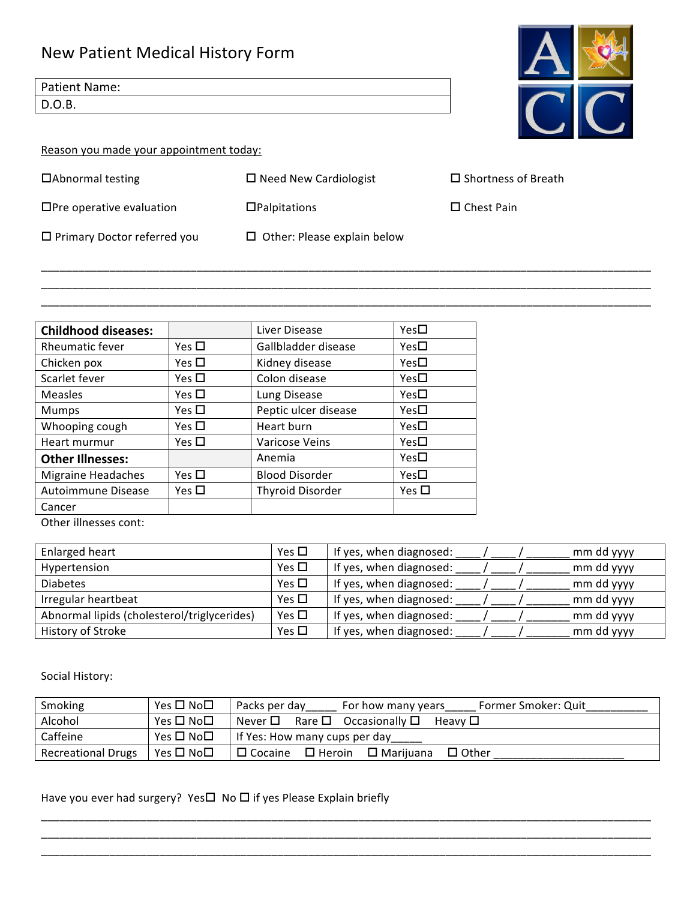# New Patient Medical History Form

| Patient Name: |
|---|
| D.O.B. |

Reason you made your appointment today:

☐ Abnormal testing ☐ Need New Cardiologist ☐ Shortness of Breath

☐ Pre operative evaluation ☐ Palpitations ☐ Chest Pain

☐ Primary Doctor referred you ☐ Other: Please explain below

______________________________________________________________________________

______________________________________________________________________________

______________________________________________________________________________

| **Childhood diseases:** | | Liver Disease | Yes ☐ |
|---|---|---|---|
| Rheumatic fever | Yes ☐ | Gallbladder disease | Yes ☐ |
| Chicken pox | Yes ☐ | Kidney disease | Yes ☐ |
| Scarlet fever | Yes ☐ | Colon disease | Yes ☐ |
| Measles | Yes ☐ | Lung Disease | Yes ☐ |
| Mumps | Yes ☐ | Peptic ulcer disease | Yes ☐ |
| Whooping cough | Yes ☐ | Heart burn | Yes ☐ |
| Heart murmur | Yes ☐ | Varicose Veins | Yes ☐ |
| **Other Illnesses:** | | Anemia | Yes ☐ |
| Migraine Headaches | Yes ☐ | Blood Disorder | Yes ☐ |
| Autoimmune Disease | Yes ☐ | Thyroid Disorder | Yes ☐ |
| Cancer | | | |

Other illnesses cont:

| Enlarged heart | Yes ☐ | If yes, when diagnosed: ____ / ____ / _______ mm dd yyyy |
|---|---|---|
| Hypertension | Yes ☐ | If yes, when diagnosed: ____ / ____ / _______ mm dd yyyy |
| Diabetes | Yes ☐ | If yes, when diagnosed: ____ / ____ / _______ mm dd yyyy |
| Irregular heartbeat | Yes ☐ | If yes, when diagnosed: ____ / ____ / _______ mm dd yyyy |
| Abnormal lipids (cholesterol/triglycerides) | Yes ☐ | If yes, when diagnosed: ____ / ____ / _______ mm dd yyyy |
| History of Stroke | Yes ☐ | If yes, when diagnosed: ____ / ____ / _______ mm dd yyyy |

Social History:

| Smoking | Yes ☐ No ☐ | Packs per day_____ For how many years_____ Former Smoker: Quit__________ |
|---|---|---|
| Alcohol | Yes ☐ No ☐ | Never ☐ Rare ☐ Occasionally ☐ Heavy ☐ |
| Caffeine | Yes ☐ No ☐ | If Yes: How many cups per day_____ |
| Recreational Drugs | Yes ☐ No ☐ | ☐ Cocaine ☐ Heroin ☐ Marijuana ☐ Other _____________________ |

Have you ever had surgery? Yes ☐ No ☐ if yes Please Explain briefly

______________________________________________________________________________

______________________________________________________________________________

______________________________________________________________________________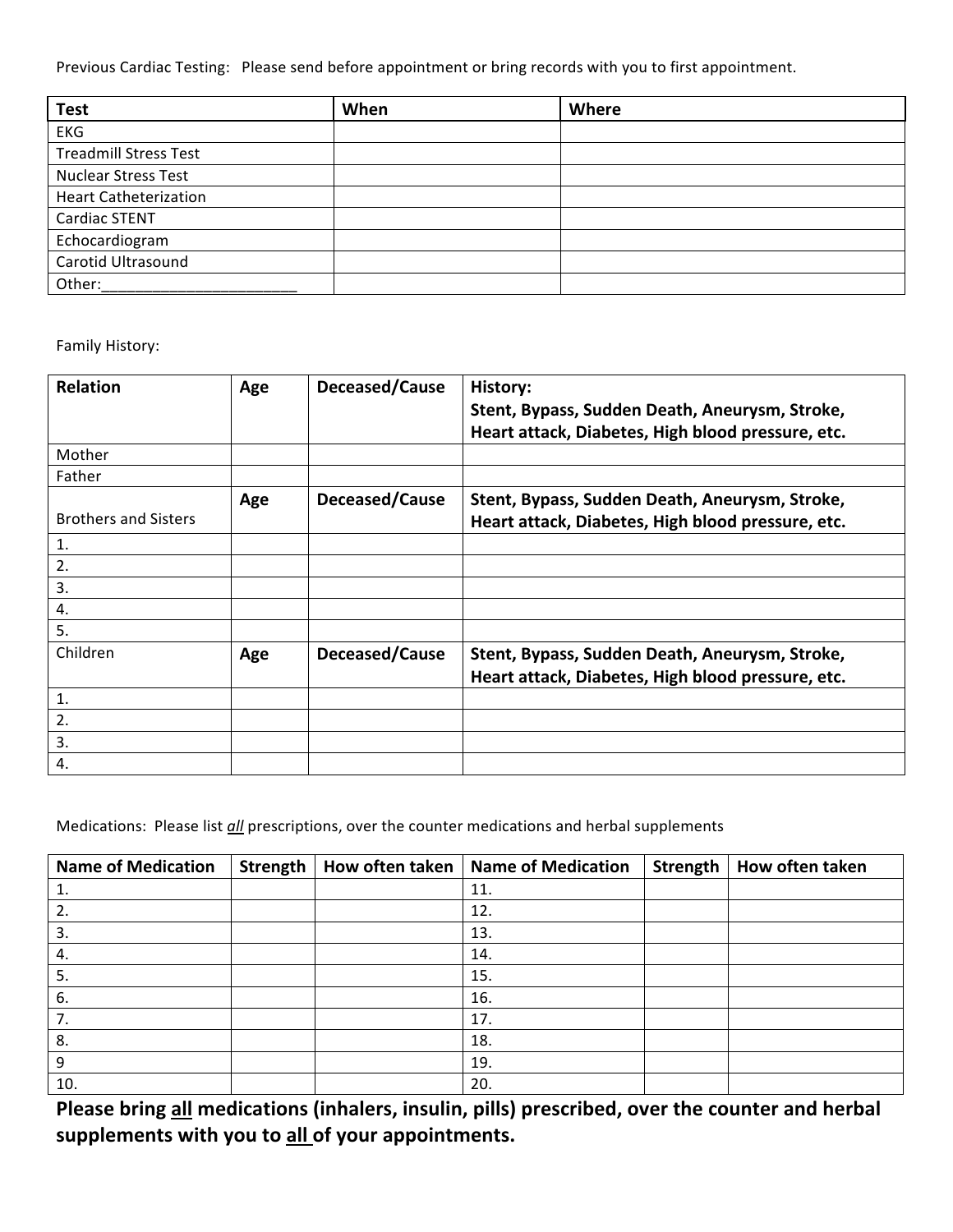Previous Cardiac Testing: Please send before appointment or bring records with you to first appointment.

| Test | When | Where |
|---|---|---|
| EKG | | |
| Treadmill Stress Test | | |
| Nuclear Stress Test | | |
| Heart Catheterization | | |
| Cardiac STENT | | |
| Echocardiogram | | |
| Carotid Ultrasound | | |
| Other:_______________________ | | |

Family History:

| Relation | Age | Deceased/Cause | History: Stent, Bypass, Sudden Death, Aneurysm, Stroke, Heart attack, Diabetes, High blood pressure, etc. |
|---|---|---|---|
| Mother | | | |
| Father | | | |
| Brothers and Sisters | **Age** | **Deceased/Cause** | **Stent, Bypass, Sudden Death, Aneurysm, Stroke, Heart attack, Diabetes, High blood pressure, etc.** |
| 1. | | | |
| 2. | | | |
| 3. | | | |
| 4. | | | |
| 5. | | | |
| Children | **Age** | **Deceased/Cause** | **Stent, Bypass, Sudden Death, Aneurysm, Stroke, Heart attack, Diabetes, High blood pressure, etc.** |
| 1. | | | |
| 2. | | | |
| 3. | | | |
| 4. | | | |

Medications: Please list *all* prescriptions, over the counter medications and herbal supplements

| Name of Medication | Strength | How often taken | Name of Medication | Strength | How often taken |
|---|---|---|---|---|---|
| 1. | | | 11. | | |
| 2. | | | 12. | | |
| 3. | | | 13. | | |
| 4. | | | 14. | | |
| 5. | | | 15. | | |
| 6. | | | 16. | | |
| 7. | | | 17. | | |
| 8. | | | 18. | | |
| 9 | | | 19. | | |
| 10. | | | 20. | | |

**Please bring all medications (inhalers, insulin, pills) prescribed, over the counter and herbal supplements with you to all of your appointments.**